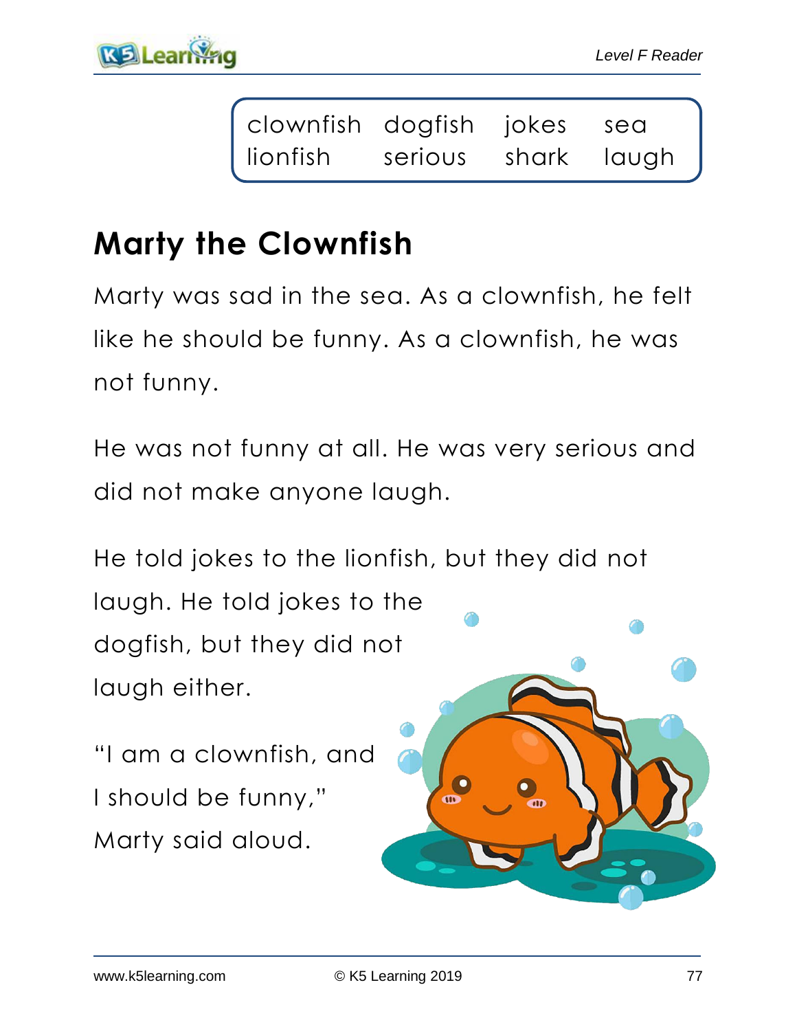| clownfish | dogfish | jokes | sea |
| --- | --- | --- | --- |
| lionfish | serious | shark | laugh |

# Marty the Clownfish

Marty was sad in the sea. As a clownfish, he felt like he should be funny. As a clownfish, he was not funny.

He was not funny at all. He was very serious and did not make anyone laugh.

He told jokes to the lionfish, but they did not laugh. He told jokes to the dogfish, but they did not laugh either.

"I am a clownfish, and I should be funny," Marty said aloud.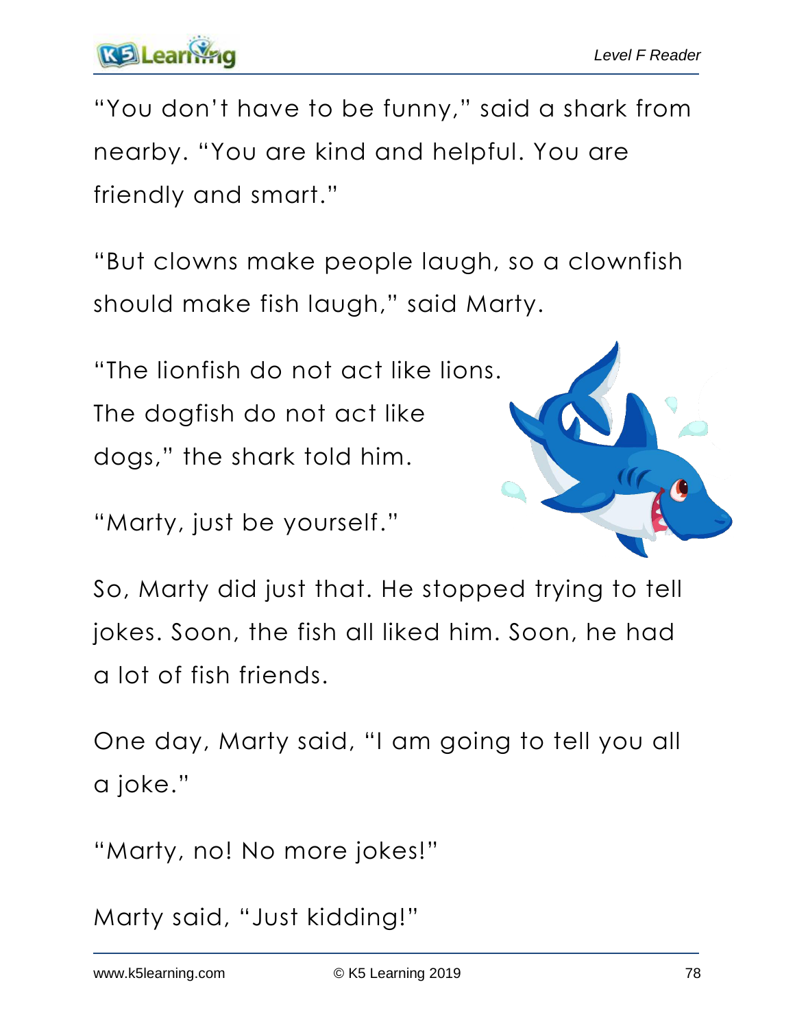"You don't have to be funny," said a shark from nearby. "You are kind and helpful. You are friendly and smart."

"But clowns make people laugh, so a clownfish should make fish laugh," said Marty.

"The lionfish do not act like lions. The dogfish do not act like dogs," the shark told him.

"Marty, just be yourself."

So, Marty did just that. He stopped trying to tell jokes. Soon, the fish all liked him. Soon, he had a lot of fish friends.

One day, Marty said, "I am going to tell you all a joke."

"Marty, no! No more jokes!"

Marty said, "Just kidding!"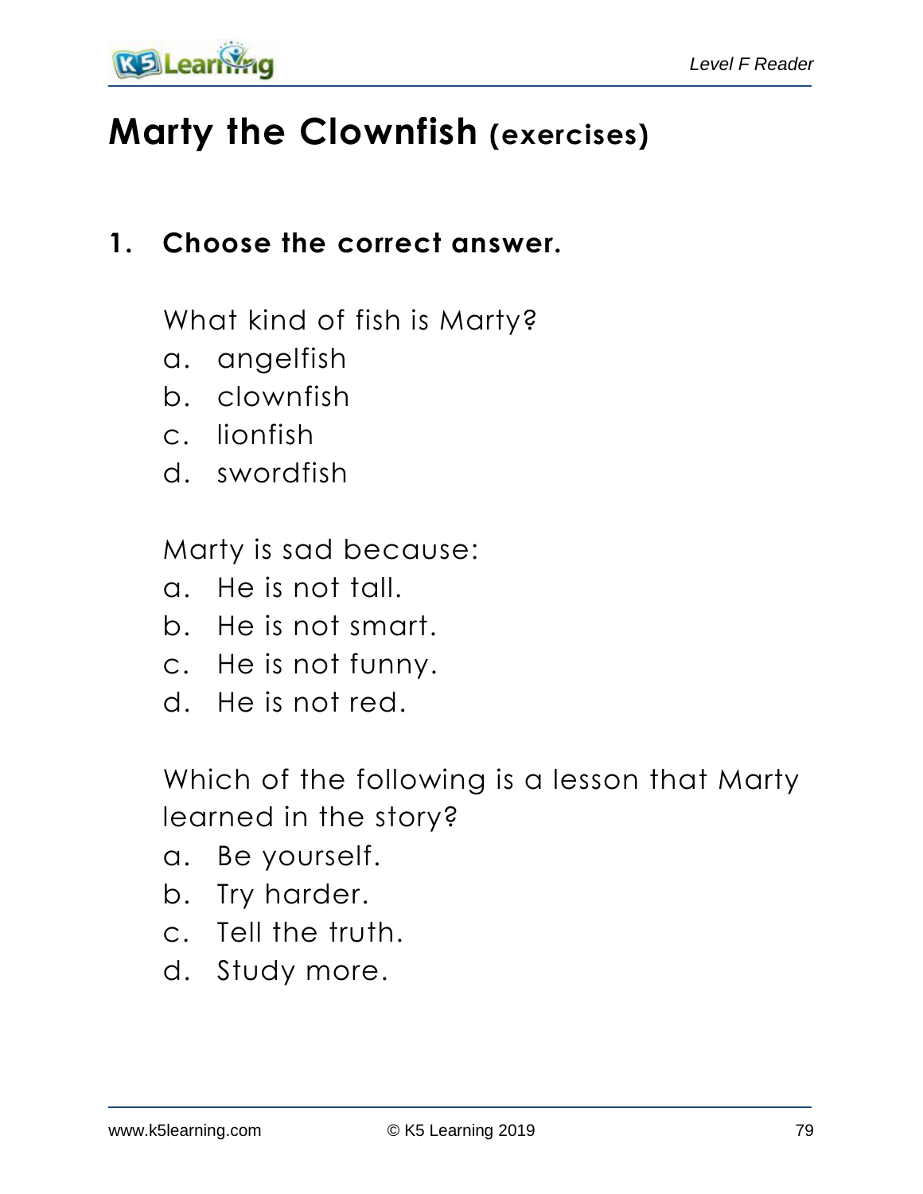# Marty the Clownfish (exercises)

**1. Choose the correct answer.**

What kind of fish is Marty?

a. angelfish
b. clownfish
c. lionfish
d. swordfish

Marty is sad because:

a. He is not tall.
b. He is not smart.
c. He is not funny.
d. He is not red.

Which of the following is a lesson that Marty learned in the story?

a. Be yourself.
b. Try harder.
c. Tell the truth.
d. Study more.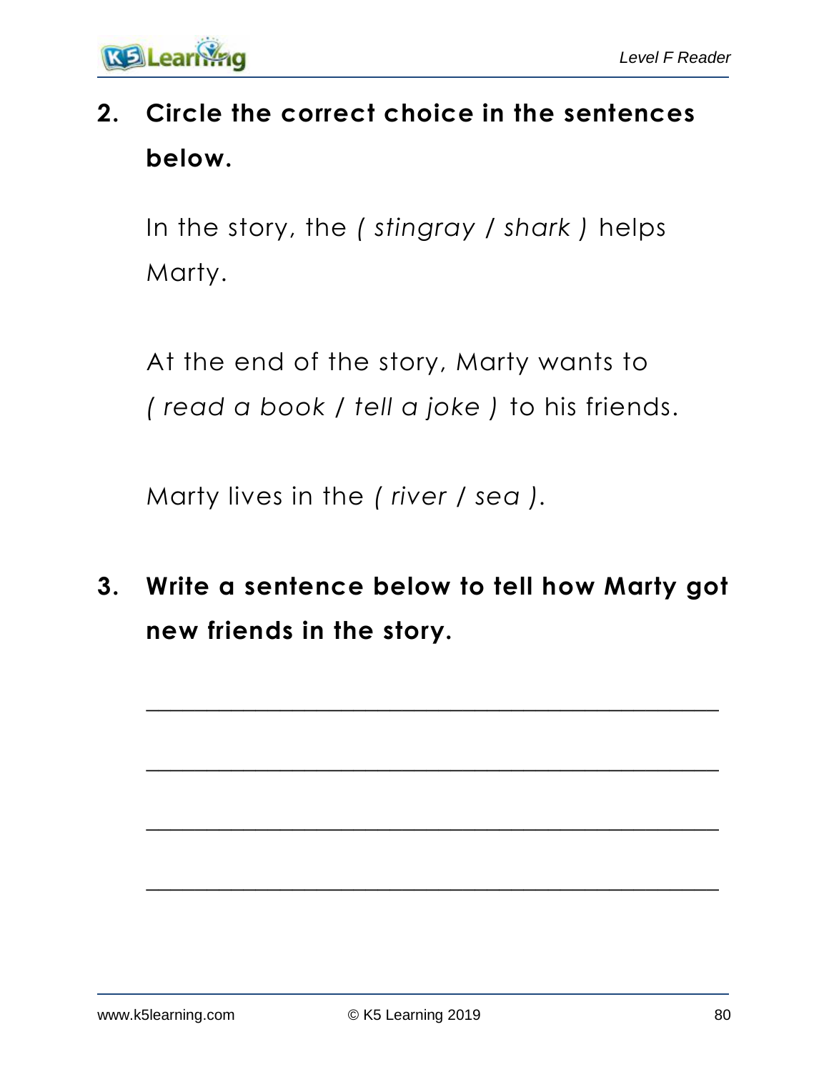**2. Circle the correct choice in the sentences below.**

In the story, the *( stingray / shark )* helps Marty.

At the end of the story, Marty wants to *( read a book / tell a joke )* to his friends.

Marty lives in the *( river / sea )*.

**3. Write a sentence below to tell how Marty got new friends in the story.**

_______________________________________________

_______________________________________________

_______________________________________________

_______________________________________________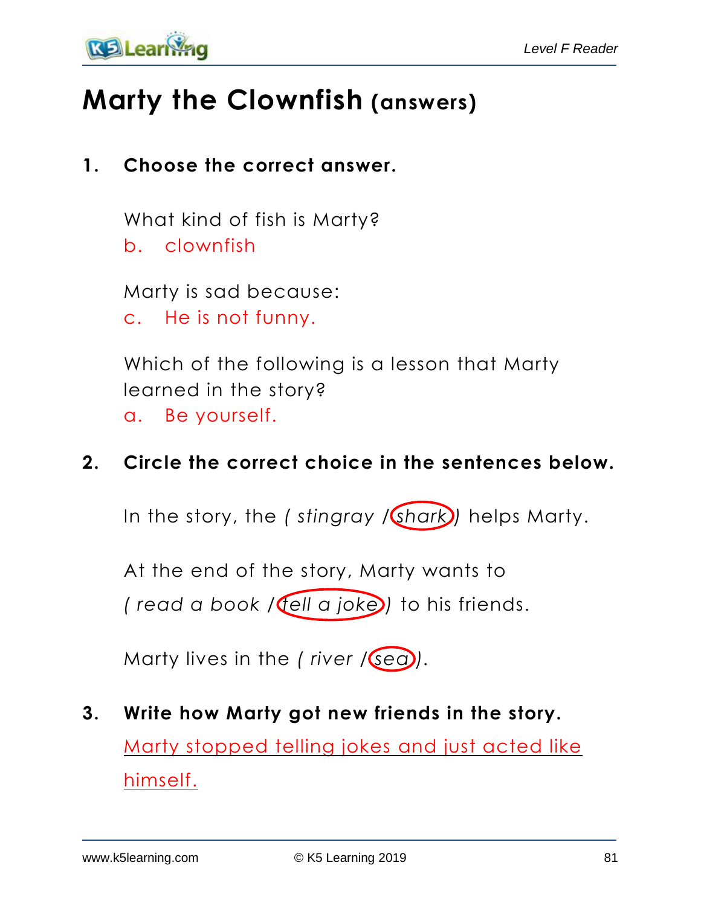# Marty the Clownfish (answers)

**1. Choose the correct answer.**

What kind of fish is Marty?

b. clownfish

Marty is sad because:

c. He is not funny.

Which of the following is a lesson that Marty learned in the story?

a. Be yourself.

**2. Circle the correct choice in the sentences below.**

In the story, the ( *stingray* / *shark* ) helps Marty.

At the end of the story, Marty wants to ( *read a book* / *tell a joke* ) to his friends.

Marty lives in the ( *river* / *sea* ).

**3. Write how Marty got new friends in the story.**

Marty stopped telling jokes and just acted like himself.